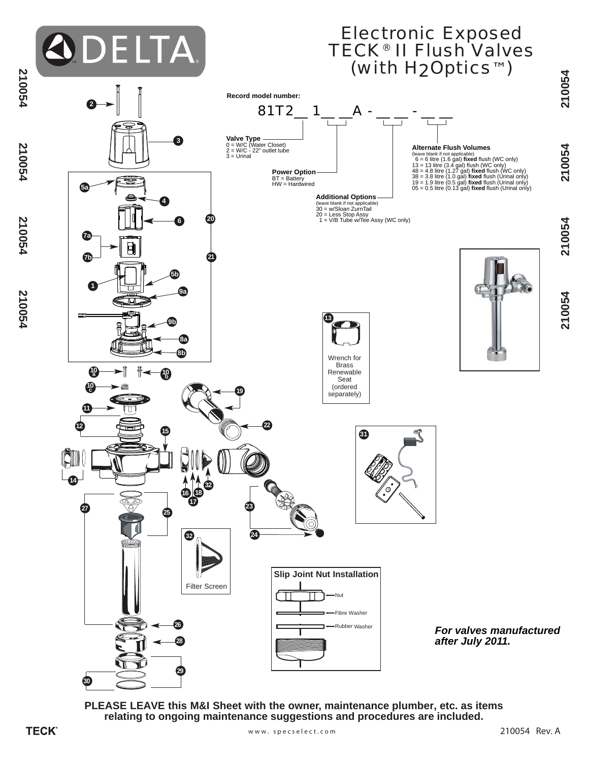# Electronic Exposed TECK® II Flush Valves (with $H_2$Optics™)

**Record model number:**

81T2_ 1_ _A - _ _ - _ _

**Valve Type**
0 = W/C (Water Closet)
2 = W/C - 22" outlet tube
3 = Urinal

**Power Option**
BT = Battery
HW = Hardwired

**Additional Options**
(leave blank if not applicable)
30 = w/Sloan ZurnTail
20 = Less Stop Assy
1 = V/B Tube w/Tee Assy (WC only)

**Alternate Flush Volumes**
(leave blank if not applicable)
6 = 6 litre (1.6 gal) **fixed** flush (WC only)
13 = 13 litre (3.4 gal) flush (WC only)
48 = 4.8 litre (1.27 gal) **fixed** flush (WC only)
38 = 3.8 litre (1.0 gal) **fixed** flush (Urinal only)
19 = 1.9 litre (0.5 gal) **fixed** flush (Urinal only)
05 = 0.5 litre (0.13 gal) **fixed** flush (Urinal only)

13 — Wrench for Brass Renewable Seat (ordered separately)

32 — Filter Screen

**Slip Joint Nut Installation**
Nut
Fibre Washer
Rubber Washer

***For valves manufactured after July 2011.***

**PLEASE LEAVE this M&I Sheet with the owner, maintenance plumber, etc. as items relating to ongoing maintenance suggestions and procedures are included.**

www.specselect.com

210054 Rev. A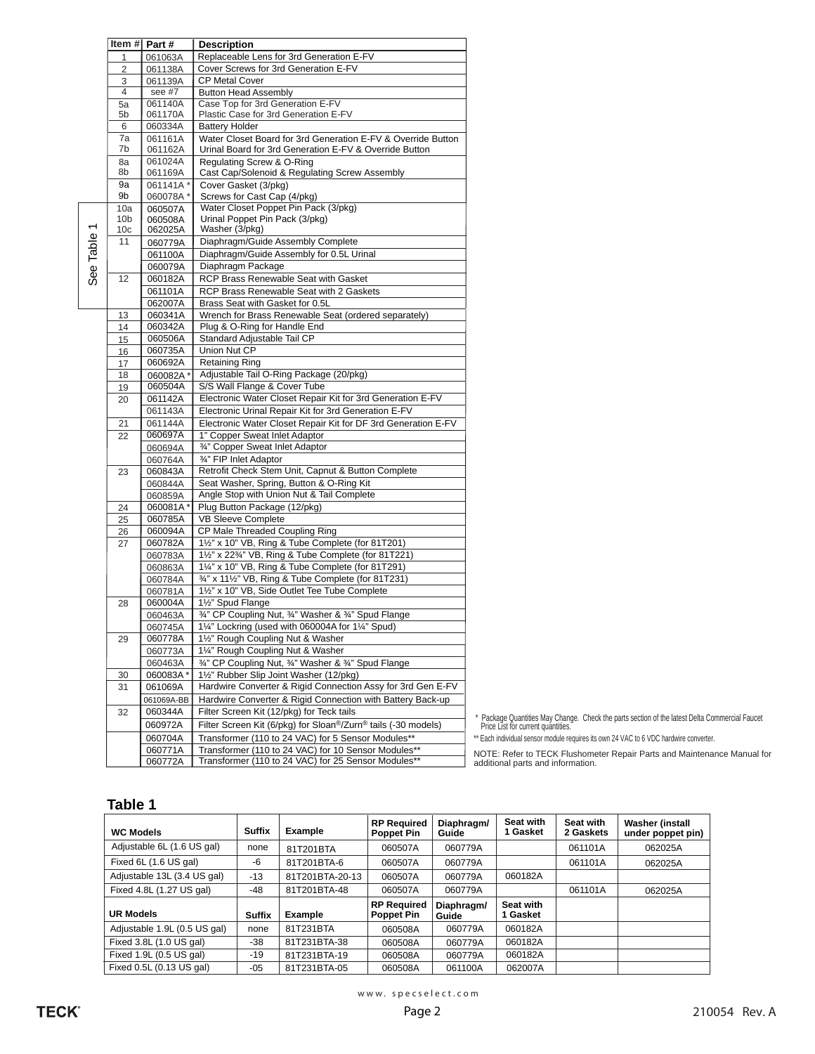| Item # | Part # | Description |
|---|---|---|
| 1 | 061063A | Replaceable Lens for 3rd Generation E-FV |
| 2 | 061138A | Cover Screws for 3rd Generation E-FV |
| 3 | 061139A | CP Metal Cover |
| 4 | see #7 | Button Head Assembly |
| 5a | 061140A | Case Top for 3rd Generation E-FV |
| 5b | 061170A | Plastic Case for 3rd Generation E-FV |
| 6 | 060334A | Battery Holder |
| 7a | 061161A | Water Closet Board for 3rd Generation E-FV & Override Button |
| 7b | 061162A | Urinal Board for 3rd Generation E-FV & Override Button |
| 8a | 061024A | Regulating Screw & O-Ring |
| 8b | 061169A | Cast Cap/Solenoid & Regulating Screw Assembly |
| 9a | 061141A * | Cover Gasket (3/pkg) |
| 9b | 060078A * | Screws for Cast Cap (4/pkg) |
| 10a (See Table 1) | 060507A | Water Closet Poppet Pin Pack (3/pkg) |
| 10b (See Table 1) | 060508A | Urinal Poppet Pin Pack (3/pkg) |
| 10c (See Table 1) | 062025A | Washer (3/pkg) |
| 11 (See Table 1) | 060779A | Diaphragm/Guide Assembly Complete |
| | 061100A | Diaphragm/Guide Assembly for 0.5L Urinal |
| | 060079A | Diaphragm Package |
| 12 (See Table 1) | 060182A | RCP Brass Renewable Seat with Gasket |
| | 061101A | RCP Brass Renewable Seat with 2 Gaskets |
| | 062007A | Brass Seat with Gasket for 0.5L |
| 13 | 060341A | Wrench for Brass Renewable Seat (ordered separately) |
| 14 | 060342A | Plug & O-Ring for Handle End |
| 15 | 060506A | Standard Adjustable Tail CP |
| 16 | 060735A | Union Nut CP |
| 17 | 060692A | Retaining Ring |
| 18 | 060082A * | Adjustable Tail O-Ring Package (20/pkg) |
| 19 | 060504A | S/S Wall Flange & Cover Tube |
| 20 | 061142A | Electronic Water Closet Repair Kit for 3rd Generation E-FV |
| | 061143A | Electronic Urinal Repair Kit for 3rd Generation E-FV |
| 21 | 061144A | Electronic Water Closet Repair Kit for DF 3rd Generation E-FV |
| 22 | 060697A | 1" Copper Sweat Inlet Adaptor |
| | 060694A | ¾" Copper Sweat Inlet Adaptor |
| | 060764A | ¾" FIP Inlet Adaptor |
| 23 | 060843A | Retrofit Check Stem Unit, Capnut & Button Complete |
| | 060844A | Seat Washer, Spring, Button & O-Ring Kit |
| | 060859A | Angle Stop with Union Nut & Tail Complete |
| 24 | 060081A * | Plug Button Package (12/pkg) |
| 25 | 060785A | VB Sleeve Complete |
| 26 | 060094A | CP Male Threaded Coupling Ring |
| 27 | 060782A | 1½" x 10" VB, Ring & Tube Complete (for 81T201) |
| | 060783A | 1½" x 22¾" VB, Ring & Tube Complete (for 81T221) |
| | 060863A | 1¼" x 10" VB, Ring & Tube Complete (for 81T291) |
| | 060784A | ¾" x 11½" VB, Ring & Tube Complete (for 81T231) |
| | 060781A | 1½" x 10" VB, Side Outlet Tee Tube Complete |
| 28 | 060004A | 1½" Spud Flange |
| | 060463A | ¾" CP Coupling Nut, ¾" Washer & ¾" Spud Flange |
| | 060745A | 1¼" Lockring (used with 060004A for 1¼" Spud) |
| 29 | 060778A | 1½" Rough Coupling Nut & Washer |
| | 060773A | 1¼" Rough Coupling Nut & Washer |
| | 060463A | ¾" CP Coupling Nut, ¾" Washer & ¾" Spud Flange |
| 30 | 060083A * | 1½" Rubber Slip Joint Washer (12/pkg) |
| 31 | 061069A | Hardwire Converter & Rigid Connection Assy for 3rd Gen E-FV |
| | 061069A-BB | Hardwire Converter & Rigid Connection with Battery Back-up |
| 32 | 060344A | Filter Screen Kit (12/pkg) for Teck tails |
| | 060972A | Filter Screen Kit (6/pkg) for Sloan®/Zurn® tails (-30 models) |
| | 060704A | Transformer (110 to 24 VAC) for 5 Sensor Modules** |
| | 060771A | Transformer (110 to 24 VAC) for 10 Sensor Modules** |
| | 060772A | Transformer (110 to 24 VAC) for 25 Sensor Modules** |

\* Package Quantities May Change. Check the parts section of the latest Delta Commercial Faucet Price List for current quantities.

** Each individual sensor module requires its own 24 VAC to 6 VDC hardwire converter.

NOTE: Refer to TECK Flushometer Repair Parts and Maintenance Manual for additional parts and information.

## Table 1

| WC Models | Suffix | Example | RP Required Poppet Pin | Diaphragm/ Guide | Seat with 1 Gasket | Seat with 2 Gaskets | Washer (install under poppet pin) |
|---|---|---|---|---|---|---|---|
| Adjustable 6L (1.6 US gal) | none | 81T201BTA | 060507A | 060779A | | 061101A | 062025A |
| Fixed 6L (1.6 US gal) | -6 | 81T201BTA-6 | 060507A | 060779A | | 061101A | 062025A |
| Adjustable 13L (3.4 US gal) | -13 | 81T201BTA-20-13 | 060507A | 060779A | 060182A | | |
| Fixed 4.8L (1.27 US gal) | -48 | 81T201BTA-48 | 060507A | 060779A | | 061101A | 062025A |
| **UR Models** | **Suffix** | **Example** | **RP Required Poppet Pin** | **Diaphragm/ Guide** | **Seat with 1 Gasket** | | |
| Adjustable 1.9L (0.5 US gal) | none | 81T231BTA | 060508A | 060779A | 060182A | | |
| Fixed 3.8L (1.0 US gal) | -38 | 81T231BTA-38 | 060508A | 060779A | 060182A | | |
| Fixed 1.9L (0.5 US gal) | -19 | 81T231BTA-19 | 060508A | 060779A | 060182A | | |
| Fixed 0.5L (0.13 US gal) | -05 | 81T231BTA-05 | 060508A | 061100A | 062007A | | |

www. specselect.com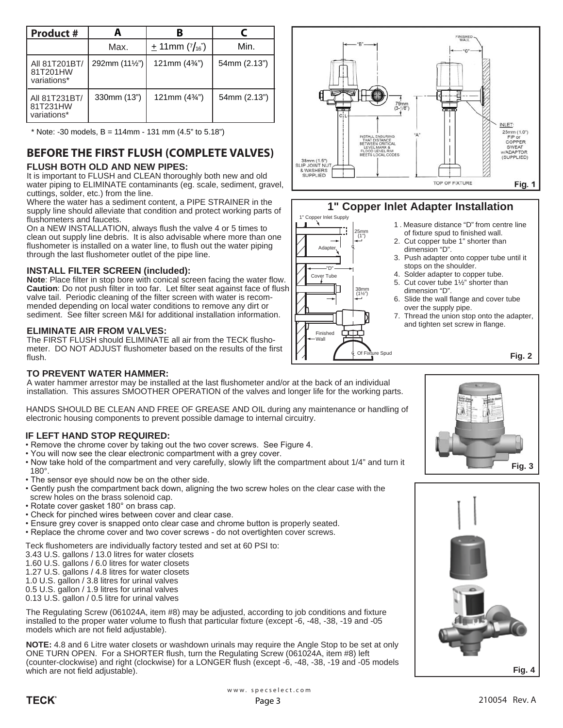| Product # | A | B | C |
|---|---|---|---|
| | Max. | ± 11mm (7/16") | Min. |
| All 81T201BT/ 81T201HW variations* | 292mm (11½") | 121mm (4¾") | 54mm (2.13") |
| All 81T231BT/ 81T231HW variations* | 330mm (13") | 121mm (4¾") | 54mm (2.13") |

\* Note: -30 models, B = 114mm - 131 mm (4.5" to 5.18")

## BEFORE THE FIRST FLUSH (COMPLETE VALVES)

### FLUSH BOTH OLD AND NEW PIPES:

It is important to FLUSH and CLEAN thoroughly both new and old water piping to ELIMINATE contaminants (eg. scale, sediment, gravel, cuttings, solder, etc.) from the line.

Where the water has a sediment content, a PIPE STRAINER in the supply line should alleviate that condition and protect working parts of flushometers and faucets.

On a NEW INSTALLATION, always flush the valve 4 or 5 times to clean out supply line debris. It is also advisable where more than one flushometer is installed on a water line, to flush out the water piping through the last flushometer outlet of the pipe line.

### INSTALL FILTER SCREEN (included):

**Note**: Place filter in stop bore with conical screen facing the water flow. **Caution**: Do not push filter in too far. Let filter seat against face of flush valve tail. Periodic cleaning of the filter screen with water is recommended depending on local water conditions to remove any dirt or sediment. See filter screen M&I for additional installation information.

### ELIMINATE AIR FROM VALVES:

The FIRST FLUSH should ELIMINATE all air from the TECK flushometer. DO NOT ADJUST flushometer based on the results of the first flush.

"B" "C" FINISHED WALL 79mm (3-1/8") ℄ INSTALL ENSURING THAT DISTANCE BETWEEN CRITICAL LEVEL MARK & FLOOD LEVEL RIM MEETS LOCAL CODES "A" INLET: 25mm (1.0") FIP or COPPER SWEAT w/ADAPTOR (SUPPLIED) 38mm (1.5") SLIP JOINT NUT & WASHERS SUPPLIED TOP OF FIXTURE

Fig. 1

### 1" Copper Inlet Adapter Installation

1" Copper Inlet Supply, Adapter, 25mm (1"), "D", Cover Tube, 38mm (1½"), Finished Wall, ℄ Of Fixture Spud

1. Measure distance "D" from centre line of fixture spud to finished wall.
2. Cut copper tube 1" shorter than dimension "D".
3. Push adapter onto copper tube until it stops on the shoulder.
4. Solder adapter to copper tube.
5. Cut cover tube 1½" shorter than dimension "D".
6. Slide the wall flange and cover tube over the supply pipe.
7. Thread the union stop onto the adapter, and tighten set screw in flange.

Fig. 2

### TO PREVENT WATER HAMMER:

A water hammer arrestor may be installed at the last flushometer and/or at the back of an individual installation. This assures SMOOTHER OPERATION of the valves and longer life for the working parts.

HANDS SHOULD BE CLEAN AND FREE OF GREASE AND OIL during any maintenance or handling of electronic housing components to prevent possible damage to internal circuitry.

### IF LEFT HAND STOP REQUIRED:

- Remove the chrome cover by taking out the two cover screws. See Figure 4.
- You will now see the clear electronic compartment with a grey cover.
- Now take hold of the compartment and very carefully, slowly lift the compartment about 1/4" and turn it 180°.
- The sensor eye should now be on the other side.
- Gently push the compartment back down, aligning the two screw holes on the clear case with the screw holes on the brass solenoid cap.
- Rotate cover gasket 180° on brass cap.
- Check for pinched wires between cover and clear case.
- Ensure grey cover is snapped onto clear case and chrome button is properly seated.
- Replace the chrome cover and two cover screws - do not overtighten cover screws.

Fig. 3

Teck flushometers are individually factory tested and set at 60 PSI to:
3.43 U.S. gallons / 13.0 litres for water closets
1.60 U.S. gallons / 6.0 litres for water closets
1.27 U.S. gallons / 4.8 litres for water closets
1.0 U.S. gallon / 3.8 litres for urinal valves
0.5 U.S. gallon / 1.9 litres for urinal valves
0.13 U.S. gallon / 0.5 litre for urinal valves

The Regulating Screw (061024A, item #8) may be adjusted, according to job conditions and fixture installed to the proper water volume to flush that particular fixture (except -6, -48, -38, -19 and -05 models which are not field adjustable).

**NOTE:** 4.8 and 6 Litre water closets or washdown urinals may require the Angle Stop to be set at only ONE TURN OPEN. For a SHORTER flush, turn the Regulating Screw (061024A, item #8) left (counter-clockwise) and right (clockwise) for a LONGER flush (except -6, -48, -38, -19 and -05 models which are not field adjustable).

Fig. 4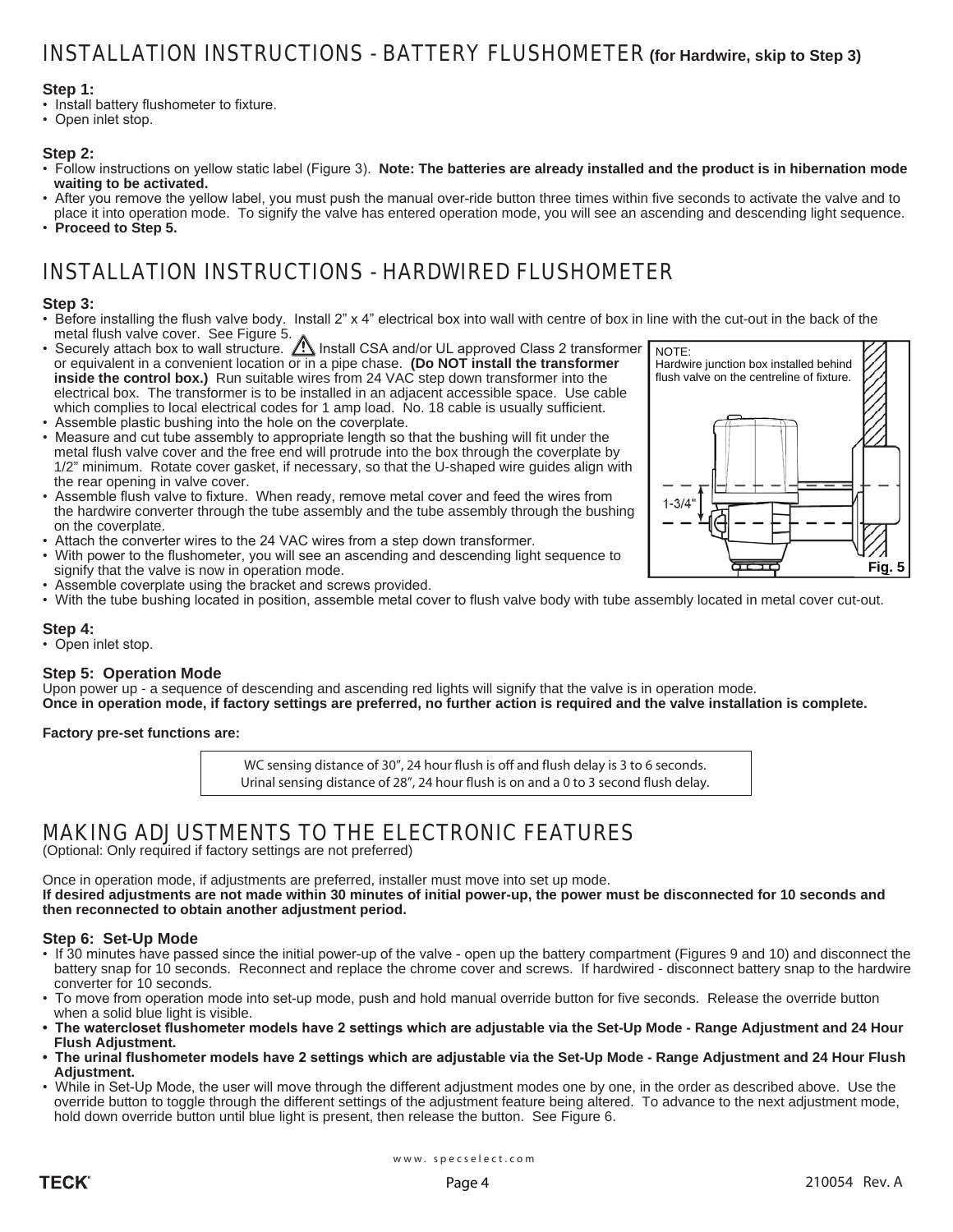# INSTALLATION INSTRUCTIONS - BATTERY FLUSHOMETER **(for Hardwire, skip to Step 3)**

**Step 1:**

- Install battery flushometer to fixture.
- Open inlet stop.

**Step 2:**

- Follow instructions on yellow static label (Figure 3). **Note: The batteries are already installed and the product is in hibernation mode waiting to be activated.**
- After you remove the yellow label, you must push the manual over-ride button three times within five seconds to activate the valve and to place it into operation mode. To signify the valve has entered operation mode, you will see an ascending and descending light sequence.
- **Proceed to Step 5.**

# INSTALLATION INSTRUCTIONS - HARDWIRED FLUSHOMETER

**Step 3:**

- Before installing the flush valve body. Install 2" x 4" electrical box into wall with centre of box in line with the cut-out in the back of the metal flush valve cover. See Figure 5.
- Securely attach box to wall structure. ⚠ Install CSA and/or UL approved Class 2 transformer or equivalent in a convenient location or in a pipe chase. **(Do NOT install the transformer inside the control box.)** Run suitable wires from 24 VAC step down transformer into the electrical box. The transformer is to be installed in an adjacent accessible space. Use cable which complies to local electrical codes for 1 amp load. No. 18 cable is usually sufficient.
- Assemble plastic bushing into the hole on the coverplate.
- Measure and cut tube assembly to appropriate length so that the bushing will fit under the metal flush valve cover and the free end will protrude into the box through the coverplate by 1/2" minimum. Rotate cover gasket, if necessary, so that the U-shaped wire guides align with the rear opening in valve cover.
- Assemble flush valve to fixture. When ready, remove metal cover and feed the wires from the hardwire converter through the tube assembly and the tube assembly through the bushing on the coverplate.
- Attach the converter wires to the 24 VAC wires from a step down transformer.
- With power to the flushometer, you will see an ascending and descending light sequence to signify that the valve is now in operation mode.
- Assemble coverplate using the bracket and screws provided.
- With the tube bushing located in position, assemble metal cover to flush valve body with tube assembly located in metal cover cut-out.

NOTE:
Hardwire junction box installed behind flush valve on the centreline of fixture.

1-3/4"

**Fig. 5**

**Step 4:**

- Open inlet stop.

**Step 5: Operation Mode**

Upon power up - a sequence of descending and ascending red lights will signify that the valve is in operation mode.
**Once in operation mode, if factory settings are preferred, no further action is required and the valve installation is complete.**

**Factory pre-set functions are:**

| WC sensing distance of 30", 24 hour flush is off and flush delay is 3 to 6 seconds. |
|---|
| Urinal sensing distance of 28", 24 hour flush is on and a 0 to 3 second flush delay. |

# MAKING ADJUSTMENTS TO THE ELECTRONIC FEATURES

(Optional: Only required if factory settings are not preferred)

Once in operation mode, if adjustments are preferred, installer must move into set up mode.
**If desired adjustments are not made within 30 minutes of initial power-up, the power must be disconnected for 10 seconds and then reconnected to obtain another adjustment period.**

**Step 6: Set-Up Mode**

- If 30 minutes have passed since the initial power-up of the valve - open up the battery compartment (Figures 9 and 10) and disconnect the battery snap for 10 seconds. Reconnect and replace the chrome cover and screws. If hardwired - disconnect battery snap to the hardwire converter for 10 seconds.
- To move from operation mode into set-up mode, push and hold manual override button for five seconds. Release the override button when a solid blue light is visible.
- **The watercloset flushometer models have 2 settings which are adjustable via the Set-Up Mode - Range Adjustment and 24 Hour Flush Adjustment.**
- **The urinal flushometer models have 2 settings which are adjustable via the Set-Up Mode - Range Adjustment and 24 Hour Flush Adjustment.**
- While in Set-Up Mode, the user will move through the different adjustment modes one by one, in the order as described above. Use the override button to toggle through the different settings of the adjustment feature being altered. To advance to the next adjustment mode, hold down override button until blue light is present, then release the button. See Figure 6.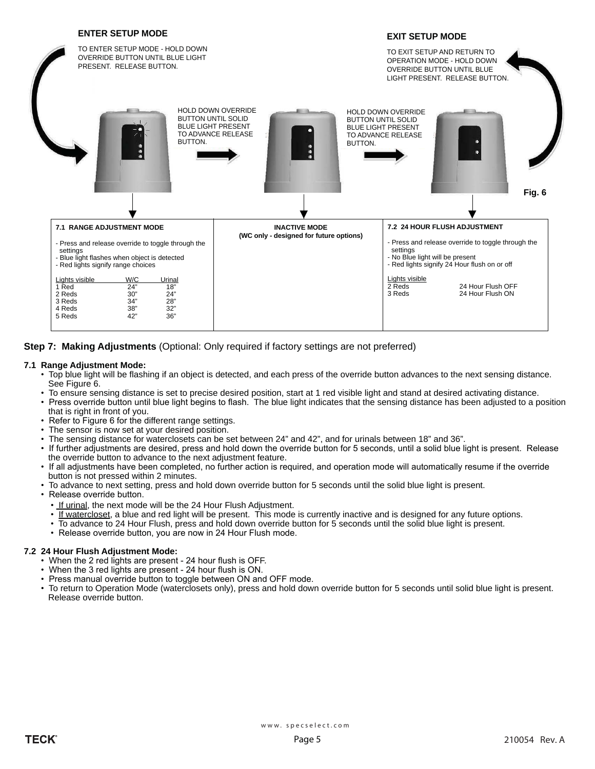**ENTER SETUP MODE**

TO ENTER SETUP MODE - HOLD DOWN OVERRIDE BUTTON UNTIL BLUE LIGHT PRESENT. RELEASE BUTTON.

**EXIT SETUP MODE**

TO EXIT SETUP AND RETURN TO OPERATION MODE - HOLD DOWN OVERRIDE BUTTON UNTIL BLUE LIGHT PRESENT. RELEASE BUTTON.

HOLD DOWN OVERRIDE BUTTON UNTIL SOLID BLUE LIGHT PRESENT TO ADVANCE RELEASE BUTTON.

HOLD DOWN OVERRIDE BUTTON UNTIL SOLID BLUE LIGHT PRESENT TO ADVANCE RELEASE BUTTON.

**Fig. 6**

**7.1 RANGE ADJUSTMENT MODE**

- Press and release override to toggle through the settings
- Blue light flashes when object is detected
- Red lights signify range choices

| Lights visible | W/C | Urinal |
|---|---|---|
| 1 Red | 24" | 18" |
| 2 Reds | 30" | 24" |
| 3 Reds | 34" | 28" |
| 4 Reds | 38" | 32" |
| 5 Reds | 42" | 36" |

**INACTIVE MODE**
**(WC only - designed for future options)**

**7.2 24 HOUR FLUSH ADJUSTMENT**

- Press and release override to toggle through the settings
- No Blue light will be present
- Red lights signify 24 Hour flush on or off

| Lights visible | |
|---|---|
| 2 Reds | 24 Hour Flush OFF |
| 3 Reds | 24 Hour Flush ON |

## Step 7: Making Adjustments (Optional: Only required if factory settings are not preferred)

### 7.1 Range Adjustment Mode:

- Top blue light will be flashing if an object is detected, and each press of the override button advances to the next sensing distance. See Figure 6.
- To ensure sensing distance is set to precise desired position, start at 1 red visible light and stand at desired activating distance.
- Press override button until blue light begins to flash. The blue light indicates that the sensing distance has been adjusted to a position that is right in front of you.
- Refer to Figure 6 for the different range settings.
- The sensor is now set at your desired position.
- The sensing distance for waterclosets can be set between 24" and 42", and for urinals between 18" and 36".
- If further adjustments are desired, press and hold down the override button for 5 seconds, until a solid blue light is present. Release the override button to advance to the next adjustment feature.
- If all adjustments have been completed, no further action is required, and operation mode will automatically resume if the override button is not pressed within 2 minutes.
- To advance to next setting, press and hold down override button for 5 seconds until the solid blue light is present.
- Release override button.
  - If urinal, the next mode will be the 24 Hour Flush Adjustment.
  - If watercloset, a blue and red light will be present. This mode is currently inactive and is designed for any future options.
  - To advance to 24 Hour Flush, press and hold down override button for 5 seconds until the solid blue light is present.
  - Release override button, you are now in 24 Hour Flush mode.

### 7.2 24 Hour Flush Adjustment Mode:

- When the 2 red lights are present - 24 hour flush is OFF.
- When the 3 red lights are present - 24 hour flush is ON.
- Press manual override button to toggle between ON and OFF mode.
- To return to Operation Mode (waterclosets only), press and hold down override button for 5 seconds until solid blue light is present. Release override button.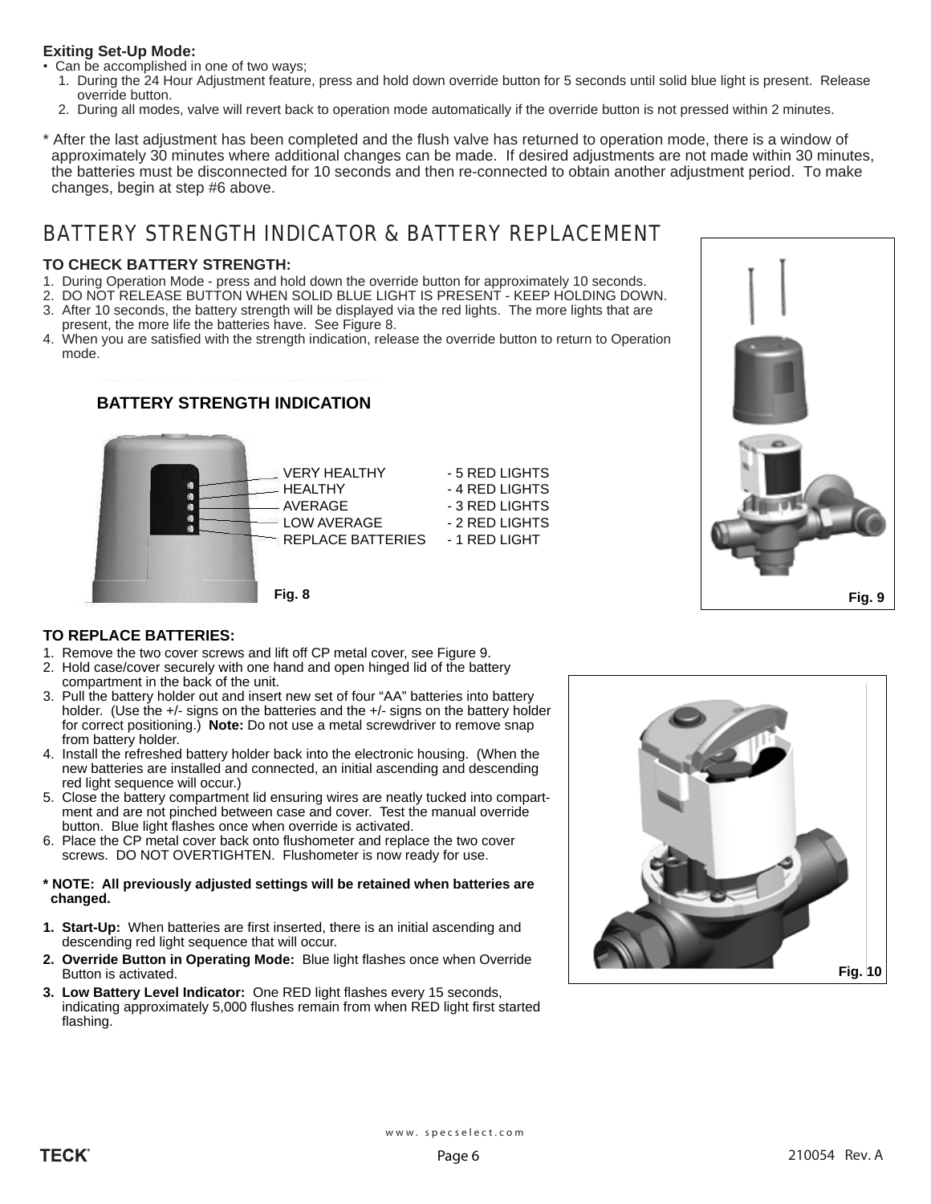**Exiting Set-Up Mode:**

- Can be accomplished in one of two ways;
  1. During the 24 Hour Adjustment feature, press and hold down override button for 5 seconds until solid blue light is present. Release override button.
  2. During all modes, valve will revert back to operation mode automatically if the override button is not pressed within 2 minutes.

\* After the last adjustment has been completed and the flush valve has returned to operation mode, there is a window of approximately 30 minutes where additional changes can be made. If desired adjustments are not made within 30 minutes, the batteries must be disconnected for 10 seconds and then re-connected to obtain another adjustment period. To make changes, begin at step #6 above.

## BATTERY STRENGTH INDICATOR & BATTERY REPLACEMENT

**TO CHECK BATTERY STRENGTH:**

1. During Operation Mode - press and hold down the override button for approximately 10 seconds.
2. DO NOT RELEASE BUTTON WHEN SOLID BLUE LIGHT IS PRESENT - KEEP HOLDING DOWN.
3. After 10 seconds, the battery strength will be displayed via the red lights. The more lights that are present, the more life the batteries have. See Figure 8.
4. When you are satisfied with the strength indication, release the override button to return to Operation mode.

**BATTERY STRENGTH INDICATION**

| | |
|---|---|
| VERY HEALTHY | - 5 RED LIGHTS |
| HEALTHY | - 4 RED LIGHTS |
| AVERAGE | - 3 RED LIGHTS |
| LOW AVERAGE | - 2 RED LIGHTS |
| REPLACE BATTERIES | - 1 RED LIGHT |

Fig. 8

Fig. 9

**TO REPLACE BATTERIES:**

1. Remove the two cover screws and lift off CP metal cover, see Figure 9.
2. Hold case/cover securely with one hand and open hinged lid of the battery compartment in the back of the unit.
3. Pull the battery holder out and insert new set of four "AA" batteries into battery holder. (Use the +/- signs on the batteries and the +/- signs on the battery holder for correct positioning.) **Note:** Do not use a metal screwdriver to remove snap from battery holder.
4. Install the refreshed battery holder back into the electronic housing. (When the new batteries are installed and connected, an initial ascending and descending red light sequence will occur.)
5. Close the battery compartment lid ensuring wires are neatly tucked into compartment and are not pinched between case and cover. Test the manual override button. Blue light flashes once when override is activated.
6. Place the CP metal cover back onto flushometer and replace the two cover screws. DO NOT OVERTIGHTEN. Flushometer is now ready for use.

**\* NOTE: All previously adjusted settings will be retained when batteries are changed.**

1. **Start-Up:** When batteries are first inserted, there is an initial ascending and descending red light sequence that will occur.
2. **Override Button in Operating Mode:** Blue light flashes once when Override Button is activated.
3. **Low Battery Level Indicator:** One RED light flashes every 15 seconds, indicating approximately 5,000 flushes remain from when RED light first started flashing.

Fig. 10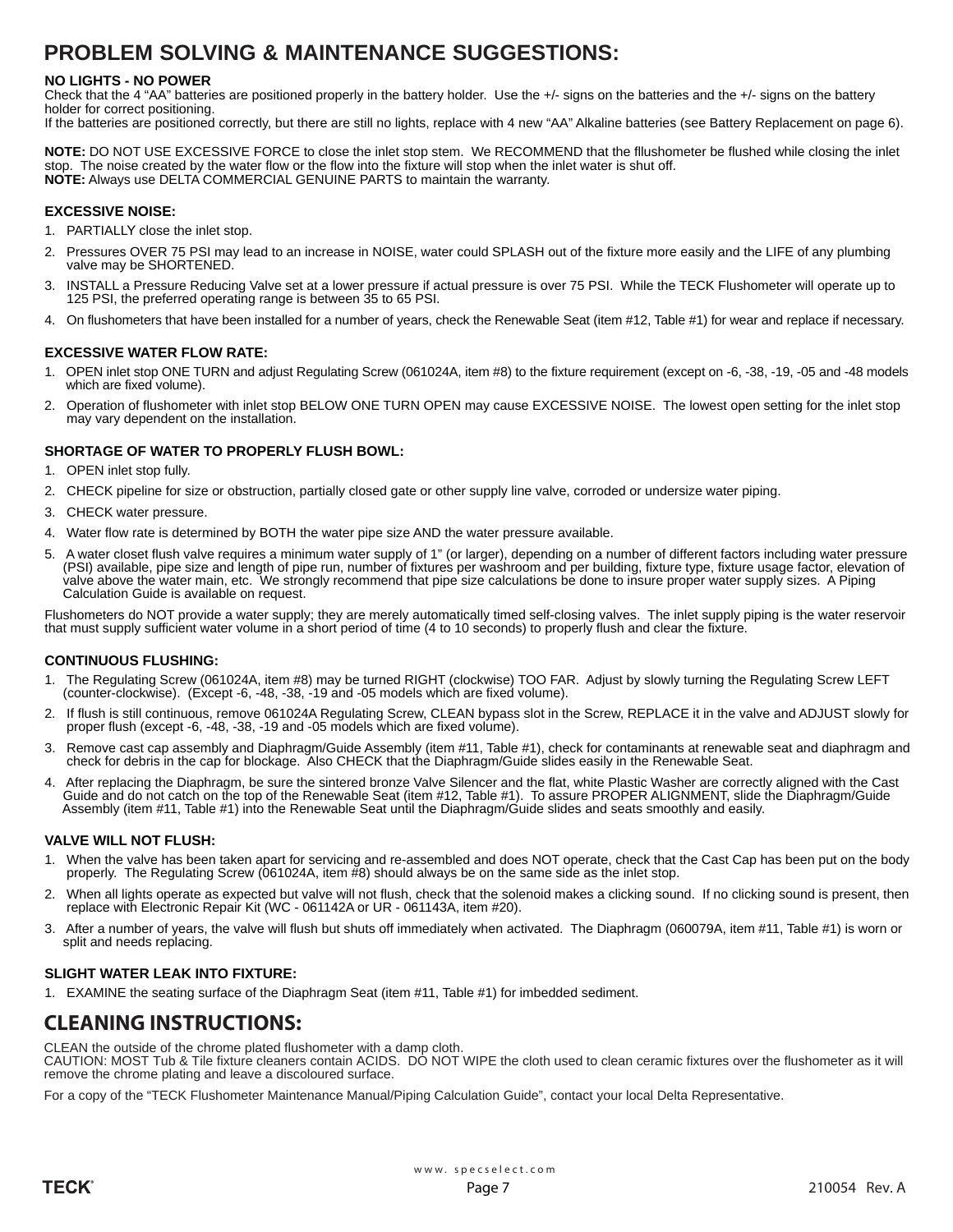# PROBLEM SOLVING & MAINTENANCE SUGGESTIONS:

**NO LIGHTS - NO POWER**
Check that the 4 "AA" batteries are positioned properly in the battery holder. Use the +/- signs on the batteries and the +/- signs on the battery holder for correct positioning.
If the batteries are positioned correctly, but there are still no lights, replace with 4 new "AA" Alkaline batteries (see Battery Replacement on page 6).

**NOTE:** DO NOT USE EXCESSIVE FORCE to close the inlet stop stem. We RECOMMEND that the fllushometer be flushed while closing the inlet stop. The noise created by the water flow or the flow into the fixture will stop when the inlet water is shut off.
**NOTE:** Always use DELTA COMMERCIAL GENUINE PARTS to maintain the warranty.

### EXCESSIVE NOISE:

1. PARTIALLY close the inlet stop.
2. Pressures OVER 75 PSI may lead to an increase in NOISE, water could SPLASH out of the fixture more easily and the LIFE of any plumbing valve may be SHORTENED.
3. INSTALL a Pressure Reducing Valve set at a lower pressure if actual pressure is over 75 PSI. While the TECK Flushometer will operate up to 125 PSI, the preferred operating range is between 35 to 65 PSI.
4. On flushometers that have been installed for a number of years, check the Renewable Seat (item #12, Table #1) for wear and replace if necessary.

### EXCESSIVE WATER FLOW RATE:

1. OPEN inlet stop ONE TURN and adjust Regulating Screw (061024A, item #8) to the fixture requirement (except on -6, -38, -19, -05 and -48 models which are fixed volume).
2. Operation of flushometer with inlet stop BELOW ONE TURN OPEN may cause EXCESSIVE NOISE. The lowest open setting for the inlet stop may vary dependent on the installation.

### SHORTAGE OF WATER TO PROPERLY FLUSH BOWL:

1. OPEN inlet stop fully.
2. CHECK pipeline for size or obstruction, partially closed gate or other supply line valve, corroded or undersize water piping.
3. CHECK water pressure.
4. Water flow rate is determined by BOTH the water pipe size AND the water pressure available.
5. A water closet flush valve requires a minimum water supply of 1" (or larger), depending on a number of different factors including water pressure (PSI) available, pipe size and length of pipe run, number of fixtures per washroom and per building, fixture type, fixture usage factor, elevation of valve above the water main, etc. We strongly recommend that pipe size calculations be done to insure proper water supply sizes. A Piping Calculation Guide is available on request.

Flushometers do NOT provide a water supply; they are merely automatically timed self-closing valves. The inlet supply piping is the water reservoir that must supply sufficient water volume in a short period of time (4 to 10 seconds) to properly flush and clear the fixture.

### CONTINUOUS FLUSHING:

1. The Regulating Screw (061024A, item #8) may be turned RIGHT (clockwise) TOO FAR. Adjust by slowly turning the Regulating Screw LEFT (counter-clockwise). (Except -6, -48, -38, -19 and -05 models which are fixed volume).
2. If flush is still continuous, remove 061024A Regulating Screw, CLEAN bypass slot in the Screw, REPLACE it in the valve and ADJUST slowly for proper flush (except -6, -48, -38, -19 and -05 models which are fixed volume).
3. Remove cast cap assembly and Diaphragm/Guide Assembly (item #11, Table #1), check for contaminants at renewable seat and diaphragm and check for debris in the cap for blockage. Also CHECK that the Diaphragm/Guide slides easily in the Renewable Seat.
4. After replacing the Diaphragm, be sure the sintered bronze Valve Silencer and the flat, white Plastic Washer are correctly aligned with the Cast Guide and do not catch on the top of the Renewable Seat (item #12, Table #1). To assure PROPER ALIGNMENT, slide the Diaphragm/Guide Assembly (item #11, Table #1) into the Renewable Seat until the Diaphragm/Guide slides and seats smoothly and easily.

### VALVE WILL NOT FLUSH:

1. When the valve has been taken apart for servicing and re-assembled and does NOT operate, check that the Cast Cap has been put on the body properly. The Regulating Screw (061024A, item #8) should always be on the same side as the inlet stop.
2. When all lights operate as expected but valve will not flush, check that the solenoid makes a clicking sound. If no clicking sound is present, then replace with Electronic Repair Kit (WC - 061142A or UR - 061143A, item #20).
3. After a number of years, the valve will flush but shuts off immediately when activated. The Diaphragm (060079A, item #11, Table #1) is worn or split and needs replacing.

### SLIGHT WATER LEAK INTO FIXTURE:

1. EXAMINE the seating surface of the Diaphragm Seat (item #11, Table #1) for imbedded sediment.

# CLEANING INSTRUCTIONS:

CLEAN the outside of the chrome plated flushometer with a damp cloth.
CAUTION: MOST Tub & Tile fixture cleaners contain ACIDS. DO NOT WIPE the cloth used to clean ceramic fixtures over the flushometer as it will remove the chrome plating and leave a discoloured surface.

For a copy of the "TECK Flushometer Maintenance Manual/Piping Calculation Guide", contact your local Delta Representative.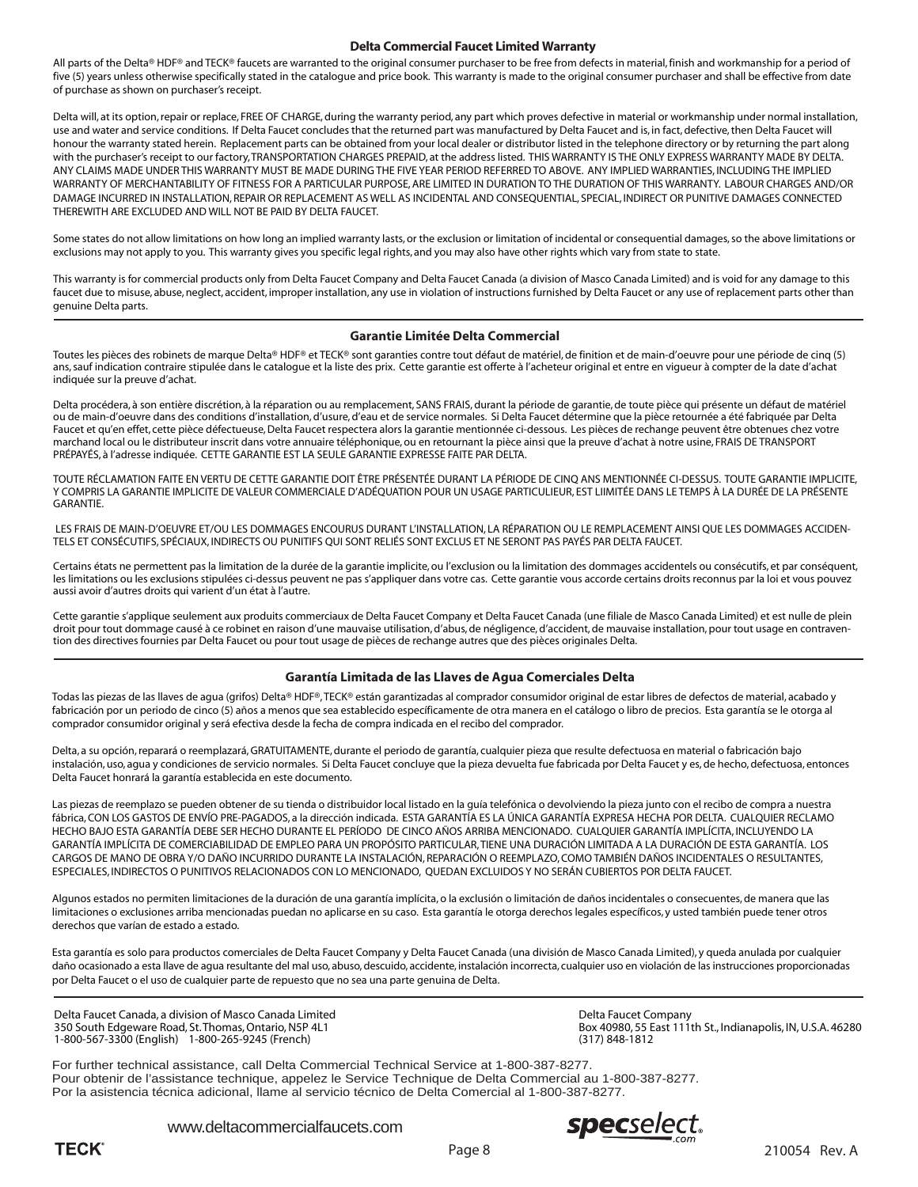## Delta Commercial Faucet Limited Warranty

All parts of the Delta® HDF® and TECK® faucets are warranted to the original consumer purchaser to be free from defects in material, finish and workmanship for a period of five (5) years unless otherwise specifically stated in the catalogue and price book. This warranty is made to the original consumer purchaser and shall be effective from date of purchase as shown on purchaser's receipt.

Delta will, at its option, repair or replace, FREE OF CHARGE, during the warranty period, any part which proves defective in material or workmanship under normal installation, use and water and service conditions. If Delta Faucet concludes that the returned part was manufactured by Delta Faucet and is, in fact, defective, then Delta Faucet will honour the warranty stated herein. Replacement parts can be obtained from your local dealer or distributor listed in the telephone directory or by returning the part along with the purchaser's receipt to our factory, TRANSPORTATION CHARGES PREPAID, at the address listed. THIS WARRANTY IS THE ONLY EXPRESS WARRANTY MADE BY DELTA. ANY CLAIMS MADE UNDER THIS WARRANTY MUST BE MADE DURING THE FIVE YEAR PERIOD REFERRED TO ABOVE. ANY IMPLIED WARRANTIES, INCLUDING THE IMPLIED WARRANTY OF MERCHANTABILITY OF FITNESS FOR A PARTICULAR PURPOSE, ARE LIMITED IN DURATION TO THE DURATION OF THIS WARRANTY. LABOUR CHARGES AND/OR DAMAGE INCURRED IN INSTALLATION, REPAIR OR REPLACEMENT AS WELL AS INCIDENTAL AND CONSEQUENTIAL, SPECIAL, INDIRECT OR PUNITIVE DAMAGES CONNECTED THEREWITH ARE EXCLUDED AND WILL NOT BE PAID BY DELTA FAUCET.

Some states do not allow limitations on how long an implied warranty lasts, or the exclusion or limitation of incidental or consequential damages, so the above limitations or exclusions may not apply to you. This warranty gives you specific legal rights, and you may also have other rights which vary from state to state.

This warranty is for commercial products only from Delta Faucet Company and Delta Faucet Canada (a division of Masco Canada Limited) and is void for any damage to this faucet due to misuse, abuse, neglect, accident, improper installation, any use in violation of instructions furnished by Delta Faucet or any use of replacement parts other than genuine Delta parts.

## Garantie Limitée Delta Commercial

Toutes les pièces des robinets de marque Delta® HDF® et TECK® sont garanties contre tout défaut de matériel, de finition et de main-d'oeuvre pour une période de cinq (5) ans, sauf indication contraire stipulée dans le catalogue et la liste des prix. Cette garantie est offerte à l'acheteur original et entre en vigueur à compter de la date d'achat indiquée sur la preuve d'achat.

Delta procédera, à son entière discrétion, à la réparation ou au remplacement, SANS FRAIS, durant la période de garantie, de toute pièce qui présente un défaut de matériel ou de main-d'oeuvre dans des conditions d'installation, d'usure, d'eau et de service normales. Si Delta Faucet détermine que la pièce retournée a été fabriquée par Delta Faucet et qu'en effet, cette pièce défectueuse, Delta Faucet respectera alors la garantie mentionnée ci-dessous. Les pièces de rechange peuvent être obtenues chez votre marchand local ou le distributeur inscrit dans votre annuaire téléphonique, ou en retournant la pièce ainsi que la preuve d'achat à notre usine, FRAIS DE TRANSPORT PRÉPAYÉS, à l'adresse indiquée. CETTE GARANTIE EST LA SEULE GARANTIE EXPRESSE FAITE PAR DELTA.

TOUTE RÉCLAMATION FAITE EN VERTU DE CETTE GARANTIE DOIT ÊTRE PRÉSENTÉE DURANT LA PÉRIODE DE CINQ ANS MENTIONNÉE CI-DESSUS. TOUTE GARANTIE IMPLICITE, Y COMPRIS LA GARANTIE IMPLICITE DE VALEUR COMMERCIALE D'ADÉQUATION POUR UN USAGE PARTICULIEUR, EST LIIMITÉE DANS LE TEMPS À LA DURÉE DE LA PRÉSENTE GARANTIE.

LES FRAIS DE MAIN-D'OEUVRE ET/OU LES DOMMAGES ENCOURUS DURANT L'INSTALLATION, LA RÉPARATION OU LE REMPLACEMENT AINSI QUE LES DOMMAGES ACCIDENTELS ET CONSÉCUTIFS, SPÉCIAUX, INDIRECTS OU PUNITIFS QUI SONT RELIÉS SONT EXCLUS ET NE SERONT PAS PAYÉS PAR DELTA FAUCET.

Certains états ne permettent pas la limitation de la durée de la garantie implicite, ou l'exclusion ou la limitation des dommages accidentels ou consécutifs, et par conséquent, les limitations ou les exclusions stipulées ci-dessus peuvent ne pas s'appliquer dans votre cas. Cette garantie vous accorde certains droits reconnus par la loi et vous pouvez aussi avoir d'autres droits qui varient d'un état à l'autre.

Cette garantie s'applique seulement aux produits commerciaux de Delta Faucet Company et Delta Faucet Canada (une filiale de Masco Canada Limited) et est nulle de plein droit pour tout dommage causé à ce robinet en raison d'une mauvaise utilisation, d'abus, de négligence, d'accident, de mauvaise installation, pour tout usage en contravention des directives fournies par Delta Faucet ou pour tout usage de pièces de rechange autres que des pièces originales Delta.

## Garantía Limitada de las Llaves de Agua Comerciales Delta

Todas las piezas de las llaves de agua (grifos) Delta® HDF®, TECK® están garantizadas al comprador consumidor original de estar libres de defectos de material, acabado y fabricación por un periodo de cinco (5) años a menos que sea establecido específicamente de otra manera en el catálogo o libro de precios. Esta garantía se le otorga al comprador consumidor original y será efectiva desde la fecha de compra indicada en el recibo del comprador.

Delta, a su opción, reparará o reemplazará, GRATUITAMENTE, durante el periodo de garantía, cualquier pieza que resulte defectuosa en material o fabricación bajo instalación, uso, agua y condiciones de servicio normales. Si Delta Faucet concluye que la pieza devuelta fue fabricada por Delta Faucet y es, de hecho, defectuosa, entonces Delta Faucet honrará la garantía establecida en este documento.

Las piezas de reemplazo se pueden obtener de su tienda o distribuidor local listado en la guía telefónica o devolviendo la pieza junto con el recibo de compra a nuestra fábrica, CON LOS GASTOS DE ENVÍO PRE-PAGADOS, a la dirección indicada. ESTA GARANTÍA ES LA ÚNICA GARANTÍA EXPRESA HECHA POR DELTA. CUALQUIER RECLAMO HECHO BAJO ESTA GARANTÍA DEBE SER HECHO DURANTE EL PERÍODO DE CINCO AÑOS ARRIBA MENCIONADO. CUALQUIER GARANTÍA IMPLÍCITA, INCLUYENDO LA GARANTÍA IMPLÍCITA DE COMERCIABILIDAD DE EMPLEO PARA UN PROPÓSITO PARTICULAR, TIENE UNA DURACIÓN LIMITADA A LA DURACIÓN DE ESTA GARANTÍA. LOS CARGOS DE MANO DE OBRA Y/O DAÑO INCURRIDO DURANTE LA INSTALACIÓN, REPARACIÓN O REEMPLAZO, COMO TAMBIÉN DAÑOS INCIDENTALES O RESULTANTES, ESPECIALES, INDIRECTOS O PUNITIVOS RELACIONADOS CON LO MENCIONADO, QUEDAN EXCLUIDOS Y NO SERÁN CUBIERTOS POR DELTA FAUCET.

Algunos estados no permiten limitaciones de la duración de una garantía implícita, o la exclusión o limitación de daños incidentales o consecuentes, de manera que las limitaciones o exclusiones arriba mencionadas puedan no aplicarse en su caso. Esta garantía le otorga derechos legales específicos, y usted también puede tener otros derechos que varían de estado a estado.

Esta garantía es solo para productos comerciales de Delta Faucet Company y Delta Faucet Canada (una división de Masco Canada Limited), y queda anulada por cualquier daño ocasionado a esta llave de agua resultante del mal uso, abuso, descuido, accidente, instalación incorrecta, cualquier uso en violación de las instrucciones proporcionadas por Delta Faucet o el uso de cualquier parte de repuesto que no sea una parte genuina de Delta.

Delta Faucet Canada, a division of Masco Canada Limited
350 South Edgeware Road, St. Thomas, Ontario, N5P 4L1
1-800-567-3300 (English) 1-800-265-9245 (French)

Delta Faucet Company
Box 40980, 55 East 111th St., Indianapolis, IN, U.S.A. 46280
(317) 848-1812

For further technical assistance, call Delta Commercial Technical Service at 1-800-387-8277.
Pour obtenir de l'assistance technique, appelez le Service Technique de Delta Commercial au 1-800-387-8277.
Por la asistencia técnica adicional, llame al servicio técnico de Delta Comercial al 1-800-387-8277.

www.deltacommercialfaucets.com

TECK® specselect.com 210054 Rev. A